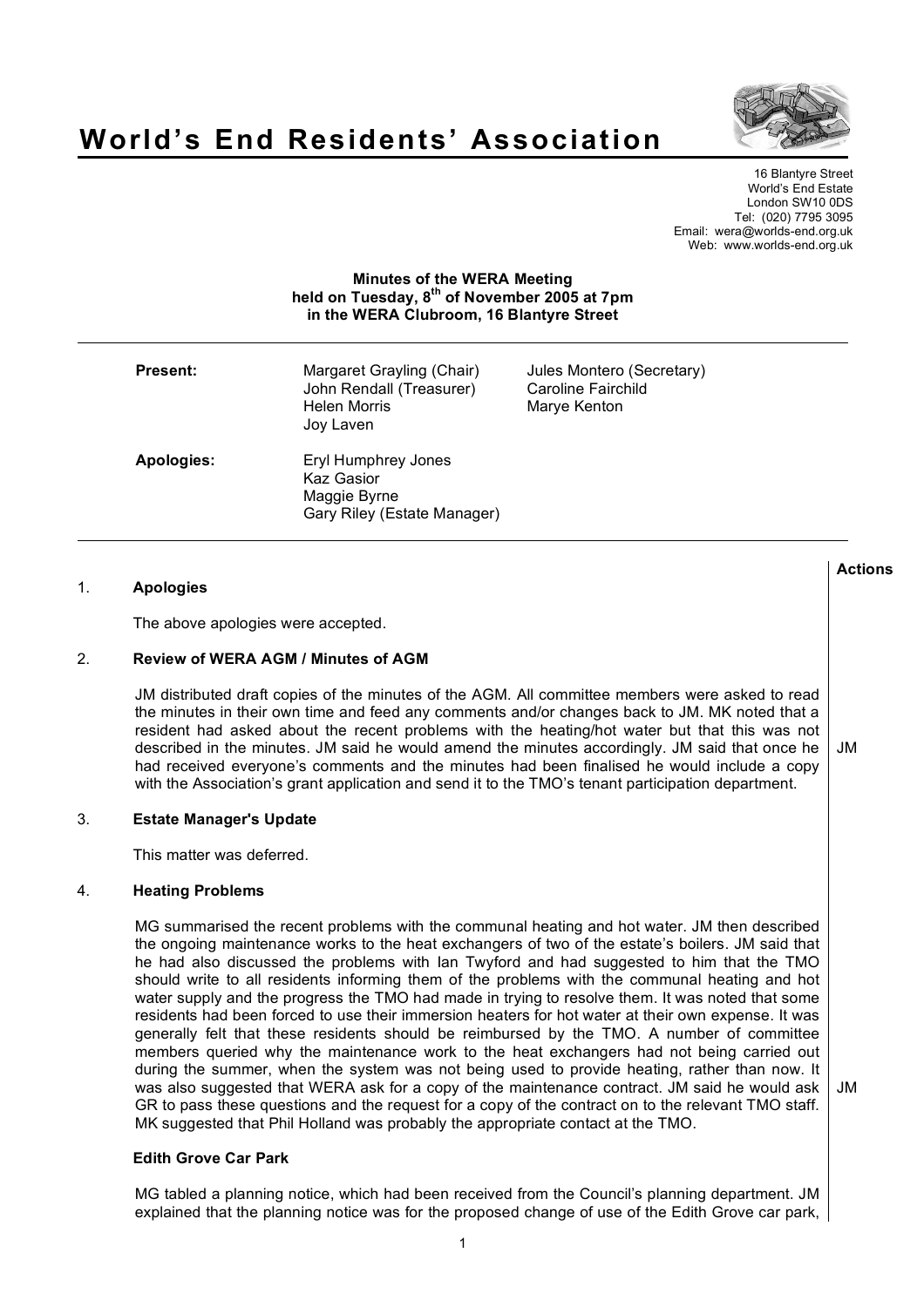# World's End Residents' Association

16 Blantyre Street
World's End Estate
London SW10 0DS
Tel: (020) 7795 3095
Email: wera@worlds-end.org.uk
Web: www.worlds-end.org.uk

**Minutes of the WERA Meeting held on Tuesday, 8th of November 2005 at 7pm in the WERA Clubroom, 16 Blantyre Street**

---

**Present:** Margaret Grayling (Chair), Jules Montero (Secretary), John Rendall (Treasurer), Caroline Fairchild, Helen Morris, Marye Kenton, Joy Laven

**Apologies:** Eryl Humphrey Jones, Kaz Gasior, Maggie Byrne, Gary Riley (Estate Manager)

---

| | | **Actions** |
|---|---|---|
| 1. | **Apologies**<br><br>The above apologies were accepted. | |
| 2. | **Review of WERA AGM / Minutes of AGM**<br><br>JM distributed draft copies of the minutes of the AGM. All committee members were asked to read the minutes in their own time and feed any comments and/or changes back to JM. MK noted that a resident had asked about the recent problems with the heating/hot water but that this was not described in the minutes. JM said he would amend the minutes accordingly. JM said that once he had received everyone's comments and the minutes had been finalised he would include a copy with the Association's grant application and send it to the TMO's tenant participation department. | JM |
| 3. | **Estate Manager's Update**<br><br>This matter was deferred. | |
| 4. | **Heating Problems**<br><br>MG summarised the recent problems with the communal heating and hot water. JM then described the ongoing maintenance works to the heat exchangers of two of the estate's boilers. JM said that he had also discussed the problems with Ian Twyford and had suggested to him that the TMO should write to all residents informing them of the problems with the communal heating and hot water supply and the progress the TMO had made in trying to resolve them. It was noted that some residents had been forced to use their immersion heaters for hot water at their own expense. It was generally felt that these residents should be reimbursed by the TMO. A number of committee members queried why the maintenance work to the heat exchangers had not being carried out during the summer, when the system was not being used to provide heating, rather than now. It was also suggested that WERA ask for a copy of the maintenance contract. JM said he would ask GR to pass these questions and the request for a copy of the contract on to the relevant TMO staff. MK suggested that Phil Holland was probably the appropriate contact at the TMO. | JM |
| | **Edith Grove Car Park**<br><br>MG tabled a planning notice, which had been received from the Council's planning department. JM explained that the planning notice was for the proposed change of use of the Edith Grove car park, | |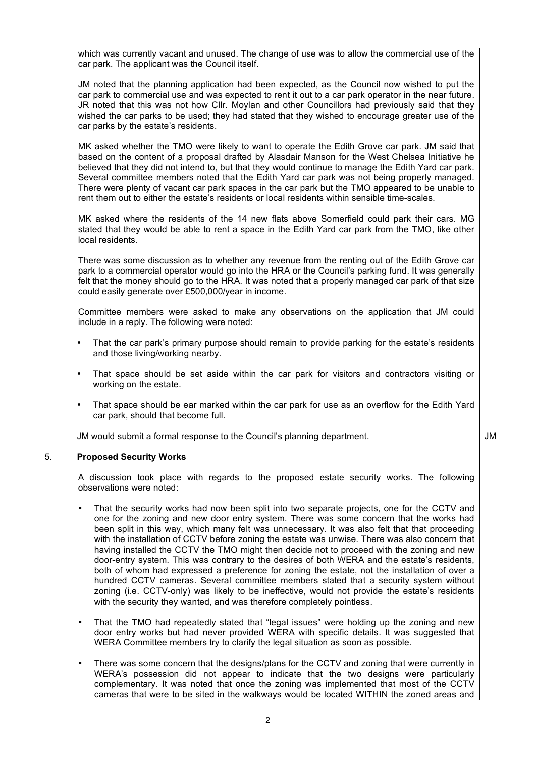which was currently vacant and unused. The change of use was to allow the commercial use of the car park. The applicant was the Council itself.

JM noted that the planning application had been expected, as the Council now wished to put the car park to commercial use and was expected to rent it out to a car park operator in the near future. JR noted that this was not how Cllr. Moylan and other Councillors had previously said that they wished the car parks to be used; they had stated that they wished to encourage greater use of the car parks by the estate's residents.

MK asked whether the TMO were likely to want to operate the Edith Grove car park. JM said that based on the content of a proposal drafted by Alasdair Manson for the West Chelsea Initiative he believed that they did not intend to, but that they would continue to manage the Edith Yard car park. Several committee members noted that the Edith Yard car park was not being properly managed. There were plenty of vacant car park spaces in the car park but the TMO appeared to be unable to rent them out to either the estate's residents or local residents within sensible time-scales.

MK asked where the residents of the 14 new flats above Somerfield could park their cars. MG stated that they would be able to rent a space in the Edith Yard car park from the TMO, like other local residents.

There was some discussion as to whether any revenue from the renting out of the Edith Grove car park to a commercial operator would go into the HRA or the Council's parking fund. It was generally felt that the money should go to the HRA. It was noted that a properly managed car park of that size could easily generate over £500,000/year in income.

Committee members were asked to make any observations on the application that JM could include in a reply. The following were noted:

- That the car park's primary purpose should remain to provide parking for the estate's residents and those living/working nearby.
- That space should be set aside within the car park for visitors and contractors visiting or working on the estate.
- That space should be ear marked within the car park for use as an overflow for the Edith Yard car park, should that become full.

JM would submit a formal response to the Council's planning department. **JM**

## 5. Proposed Security Works

A discussion took place with regards to the proposed estate security works. The following observations were noted:

- That the security works had now been split into two separate projects, one for the CCTV and one for the zoning and new door entry system. There was some concern that the works had been split in this way, which many felt was unnecessary. It was also felt that that proceeding with the installation of CCTV before zoning the estate was unwise. There was also concern that having installed the CCTV the TMO might then decide not to proceed with the zoning and new door-entry system. This was contrary to the desires of both WERA and the estate's residents, both of whom had expressed a preference for zoning the estate, not the installation of over a hundred CCTV cameras. Several committee members stated that a security system without zoning (i.e. CCTV-only) was likely to be ineffective, would not provide the estate's residents with the security they wanted, and was therefore completely pointless.
- That the TMO had repeatedly stated that "legal issues" were holding up the zoning and new door entry works but had never provided WERA with specific details. It was suggested that WERA Committee members try to clarify the legal situation as soon as possible.
- There was some concern that the designs/plans for the CCTV and zoning that were currently in WERA's possession did not appear to indicate that the two designs were particularly complementary. It was noted that once the zoning was implemented that most of the CCTV cameras that were to be sited in the walkways would be located WITHIN the zoned areas and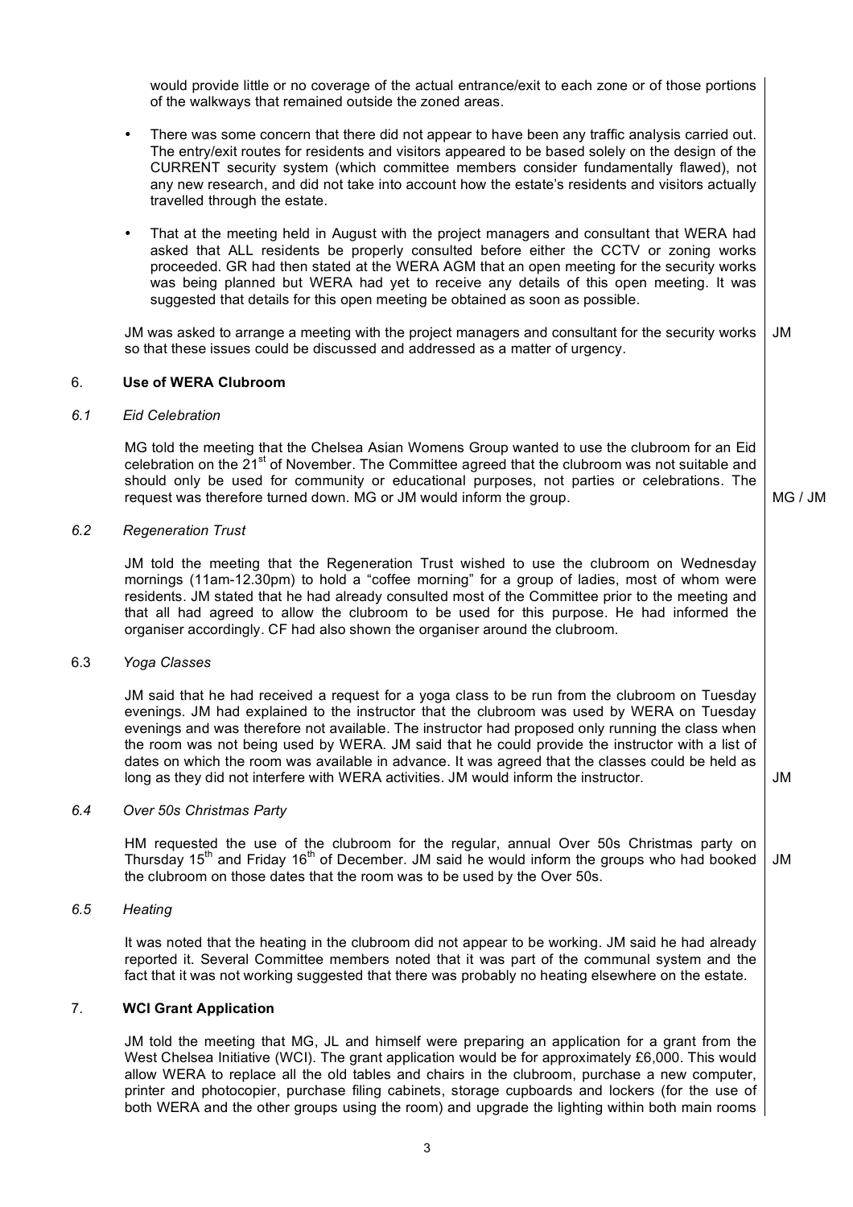would provide little or no coverage of the actual entrance/exit to each zone or of those portions of the walkways that remained outside the zoned areas.

- There was some concern that there did not appear to have been any traffic analysis carried out. The entry/exit routes for residents and visitors appeared to be based solely on the design of the CURRENT security system (which committee members consider fundamentally flawed), not any new research, and did not take into account how the estate's residents and visitors actually travelled through the estate.
- That at the meeting held in August with the project managers and consultant that WERA had asked that ALL residents be properly consulted before either the CCTV or zoning works proceeded. GR had then stated at the WERA AGM that an open meeting for the security works was being planned but WERA had yet to receive any details of this open meeting. It was suggested that details for this open meeting be obtained as soon as possible.

JM was asked to arrange a meeting with the project managers and consultant for the security works so that these issues could be discussed and addressed as a matter of urgency. **JM**

## 6. Use of WERA Clubroom

### *6.1 Eid Celebration*

MG told the meeting that the Chelsea Asian Womens Group wanted to use the clubroom for an Eid celebration on the 21st of November. The Committee agreed that the clubroom was not suitable and should only be used for community or educational purposes, not parties or celebrations. The request was therefore turned down. MG or JM would inform the group. **MG / JM**

### *6.2 Regeneration Trust*

JM told the meeting that the Regeneration Trust wished to use the clubroom on Wednesday mornings (11am-12.30pm) to hold a "coffee morning" for a group of ladies, most of whom were residents. JM stated that he had already consulted most of the Committee prior to the meeting and that all had agreed to allow the clubroom to be used for this purpose. He had informed the organiser accordingly. CF had also shown the organiser around the clubroom.

### 6.3 *Yoga Classes*

JM said that he had received a request for a yoga class to be run from the clubroom on Tuesday evenings. JM had explained to the instructor that the clubroom was used by WERA on Tuesday evenings and was therefore not available. The instructor had proposed only running the class when the room was not being used by WERA. JM said that he could provide the instructor with a list of dates on which the room was available in advance. It was agreed that the classes could be held as long as they did not interfere with WERA activities. JM would inform the instructor. **JM**

### *6.4 Over 50s Christmas Party*

HM requested the use of the clubroom for the regular, annual Over 50s Christmas party on Thursday 15th and Friday 16th of December. JM said he would inform the groups who had booked the clubroom on those dates that the room was to be used by the Over 50s. **JM**

### *6.5 Heating*

It was noted that the heating in the clubroom did not appear to be working. JM said he had already reported it. Several Committee members noted that it was part of the communal system and the fact that it was not working suggested that there was probably no heating elsewhere on the estate.

## 7. WCI Grant Application

JM told the meeting that MG, JL and himself were preparing an application for a grant from the West Chelsea Initiative (WCI). The grant application would be for approximately £6,000. This would allow WERA to replace all the old tables and chairs in the clubroom, purchase a new computer, printer and photocopier, purchase filing cabinets, storage cupboards and lockers (for the use of both WERA and the other groups using the room) and upgrade the lighting within both main rooms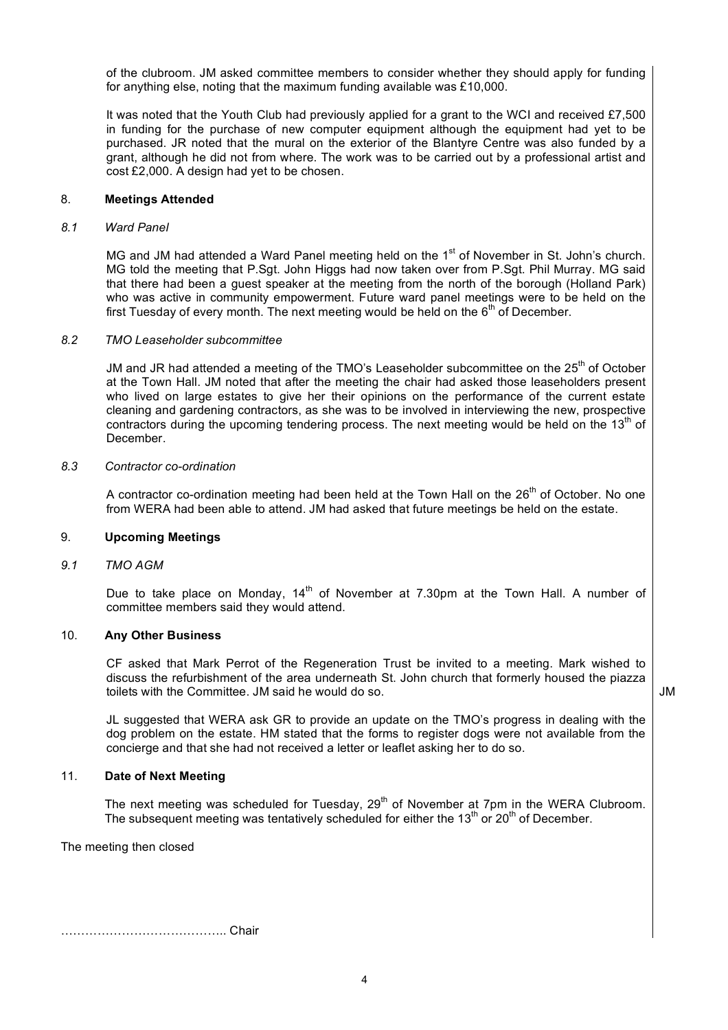of the clubroom. JM asked committee members to consider whether they should apply for funding for anything else, noting that the maximum funding available was £10,000.

It was noted that the Youth Club had previously applied for a grant to the WCI and received £7,500 in funding for the purchase of new computer equipment although the equipment had yet to be purchased. JR noted that the mural on the exterior of the Blantyre Centre was also funded by a grant, although he did not from where. The work was to be carried out by a professional artist and cost £2,000. A design had yet to be chosen.

## 8. Meetings Attended

### *8.1 Ward Panel*

MG and JM had attended a Ward Panel meeting held on the 1st of November in St. John's church. MG told the meeting that P.Sgt. John Higgs had now taken over from P.Sgt. Phil Murray. MG said that there had been a guest speaker at the meeting from the north of the borough (Holland Park) who was active in community empowerment. Future ward panel meetings were to be held on the first Tuesday of every month. The next meeting would be held on the 6th of December.

### *8.2 TMO Leaseholder subcommittee*

JM and JR had attended a meeting of the TMO's Leaseholder subcommittee on the 25th of October at the Town Hall. JM noted that after the meeting the chair had asked those leaseholders present who lived on large estates to give her their opinions on the performance of the current estate cleaning and gardening contractors, as she was to be involved in interviewing the new, prospective contractors during the upcoming tendering process. The next meeting would be held on the 13th of December.

### *8.3 Contractor co-ordination*

A contractor co-ordination meeting had been held at the Town Hall on the 26th of October. No one from WERA had been able to attend. JM had asked that future meetings be held on the estate.

## 9. Upcoming Meetings

### *9.1 TMO AGM*

Due to take place on Monday, 14th of November at 7.30pm at the Town Hall. A number of committee members said they would attend.

## 10. Any Other Business

CF asked that Mark Perrot of the Regeneration Trust be invited to a meeting. Mark wished to discuss the refurbishment of the area underneath St. John church that formerly housed the piazza toilets with the Committee. JM said he would do so. **JM**

JL suggested that WERA ask GR to provide an update on the TMO's progress in dealing with the dog problem on the estate. HM stated that the forms to register dogs were not available from the concierge and that she had not received a letter or leaflet asking her to do so.

## 11. Date of Next Meeting

The next meeting was scheduled for Tuesday, 29th of November at 7pm in the WERA Clubroom. The subsequent meeting was tentatively scheduled for either the 13th or 20th of December.

The meeting then closed

………………………………….. Chair